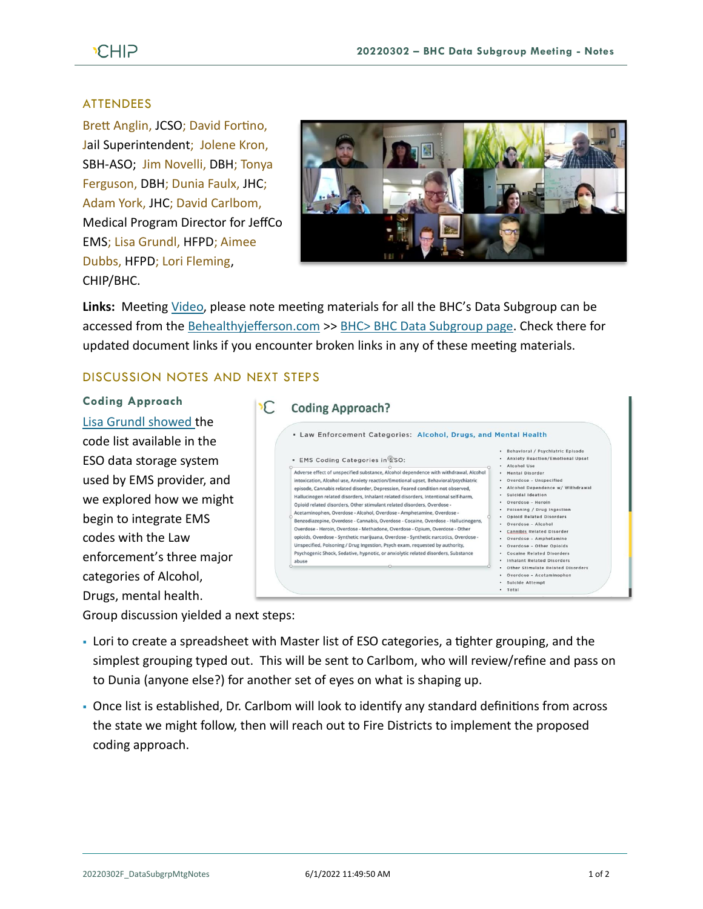## ATTENDEES

Brett Anglin, JCSO; David Fortino, Jail Superintendent; Jolene Kron, SBH-ASO; Jim Novelli, DBH; Tonya Ferguson, DBH; Dunia Faulx, JHC; Adam York, JHC; David Carlbom, Medical Program Director for JeffCo EMS; Lisa Grundl, HFPD; Aimee Dubbs, HFPD; Lori Fleming, CHIP/BHC.

**Links:** Meeting Video, please note meeting materials for all the BHC's Data Subgroup can be accessed from the Behealthyjefferson.com >> BHC> BHC Data Subgroup page. Check there for updated document links if you encounter broken links in any of these meeting materials.

## DISCUSSION NOTES AND NEXT STEPS

### Coding Approach

Lisa Grundl showed the code list available in the ESO data storage system used by EMS provider, and we explored how we might begin to integrate EMS codes with the Law enforcement's three major categories of Alcohol, Drugs, mental health.

Group discussion yielded a next steps:

- Lori to create a spreadsheet with Master list of ESO categories, a tighter grouping, and the simplest grouping typed out. This will be sent to Carlbom, who will review/refine and pass on to Dunia (anyone else?) for another set of eyes on what is shaping up.
- Once list is established, Dr. Carlbom will look to identify any standard definitions from across the state we might follow, then will reach out to Fire Districts to implement the proposed coding approach.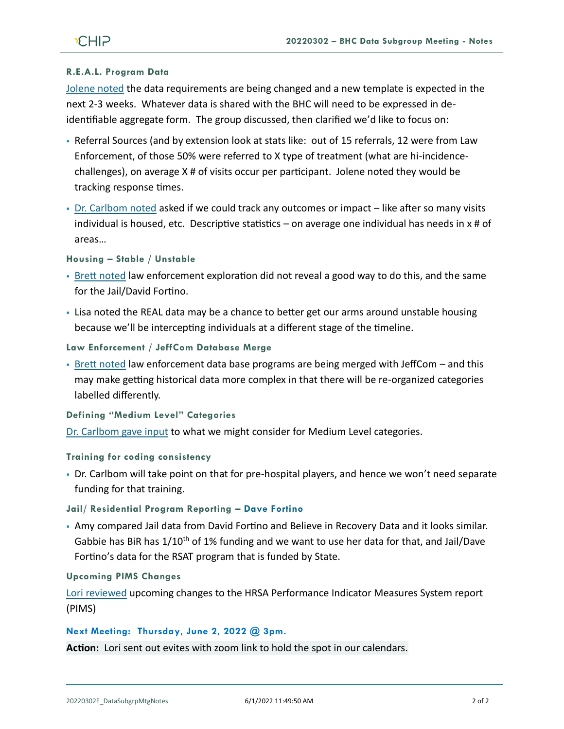### R.E.A.L. Program Data

Jolene noted the data requirements are being changed and a new template is expected in the next 2-3 weeks. Whatever data is shared with the BHC will need to be expressed in de-identifiable aggregate form. The group discussed, then clarified we'd like to focus on:

- Referral Sources (and by extension look at stats like: out of 15 referrals, 12 were from Law Enforcement, of those 50% were referred to X type of treatment (what are hi-incidence-challenges), on average X # of visits occur per participant. Jolene noted they would be tracking response times.
- Dr. Carlbom noted asked if we could track any outcomes or impact – like after so many visits individual is housed, etc. Descriptive statistics – on average one individual has needs in x # of areas…

### Housing – Stable / Unstable

- Brett noted law enforcement exploration did not reveal a good way to do this, and the same for the Jail/David Fortino.
- Lisa noted the REAL data may be a chance to better get our arms around unstable housing because we'll be intercepting individuals at a different stage of the timeline.

### Law Enforcement / JeffCom Database Merge

- Brett noted law enforcement data base programs are being merged with JeffCom – and this may make getting historical data more complex in that there will be re-organized categories labelled differently.

### Defining "Medium Level" Categories

Dr. Carlbom gave input to what we might consider for Medium Level categories.

### Training for coding consistency

- Dr. Carlbom will take point on that for pre-hospital players, and hence we won't need separate funding for that training.

### Jail/ Residential Program Reporting – Dave Fortino

- Amy compared Jail data from David Fortino and Believe in Recovery Data and it looks similar. Gabbie has BiR has 1/10th of 1% funding and we want to use her data for that, and Jail/Dave Fortino's data for the RSAT program that is funded by State.

### Upcoming PIMS Changes

Lori reviewed upcoming changes to the HRSA Performance Indicator Measures System report (PIMS)

### Next Meeting: Thursday, June 2, 2022 @ 3pm.

**Action:** Lori sent out evites with zoom link to hold the spot in our calendars.